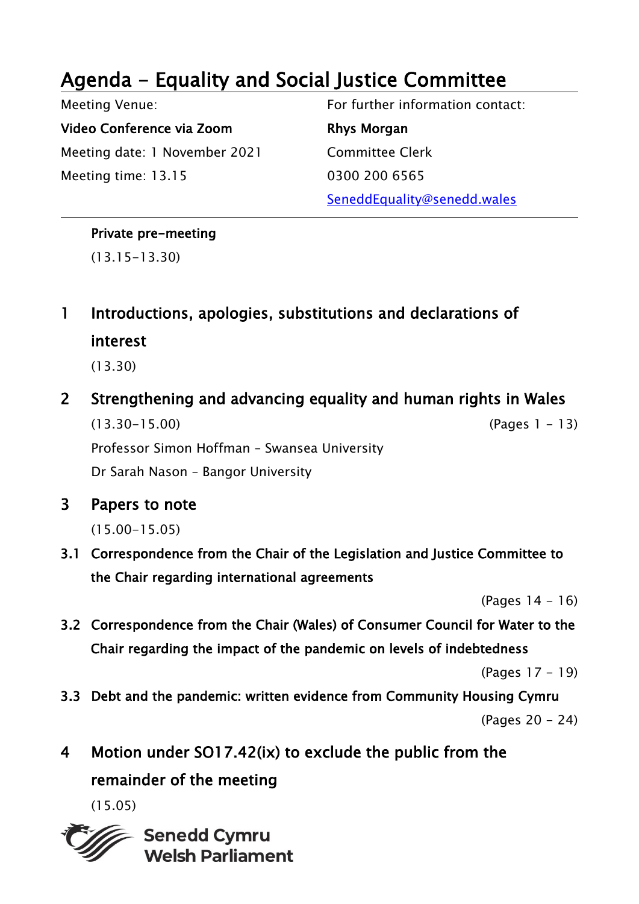# Agenda - Equality and Social Justice Committee

Meeting Venue:

**Video Conference via Zoom**

Meeting date: 1 November 2021

Meeting time: 13.15

For further information contact:

**Rhys Morgan**

Committee Clerk

0300 200 6565

SeneddEquality@senedd.wales

---

**Private pre-meeting**

(13.15-13.30)

## 1 Introductions, apologies, substitutions and declarations of interest

(13.30)

## 2 Strengthening and advancing equality and human rights in Wales

(13.30-15.00) (Pages 1 - 13)

Professor Simon Hoffman - Swansea University

Dr Sarah Nason - Bangor University

## 3 Papers to note

(15.00-15.05)

**3.1 Correspondence from the Chair of the Legislation and Justice Committee to the Chair regarding international agreements**

(Pages 14 - 16)

**3.2 Correspondence from the Chair (Wales) of Consumer Council for Water to the Chair regarding the impact of the pandemic on levels of indebtedness**

(Pages 17 - 19)

**3.3 Debt and the pandemic: written evidence from Community Housing Cymru**

(Pages 20 - 24)

## 4 Motion under SO17.42(ix) to exclude the public from the remainder of the meeting

(15.05)

**Senedd Cymru**
**Welsh Parliament**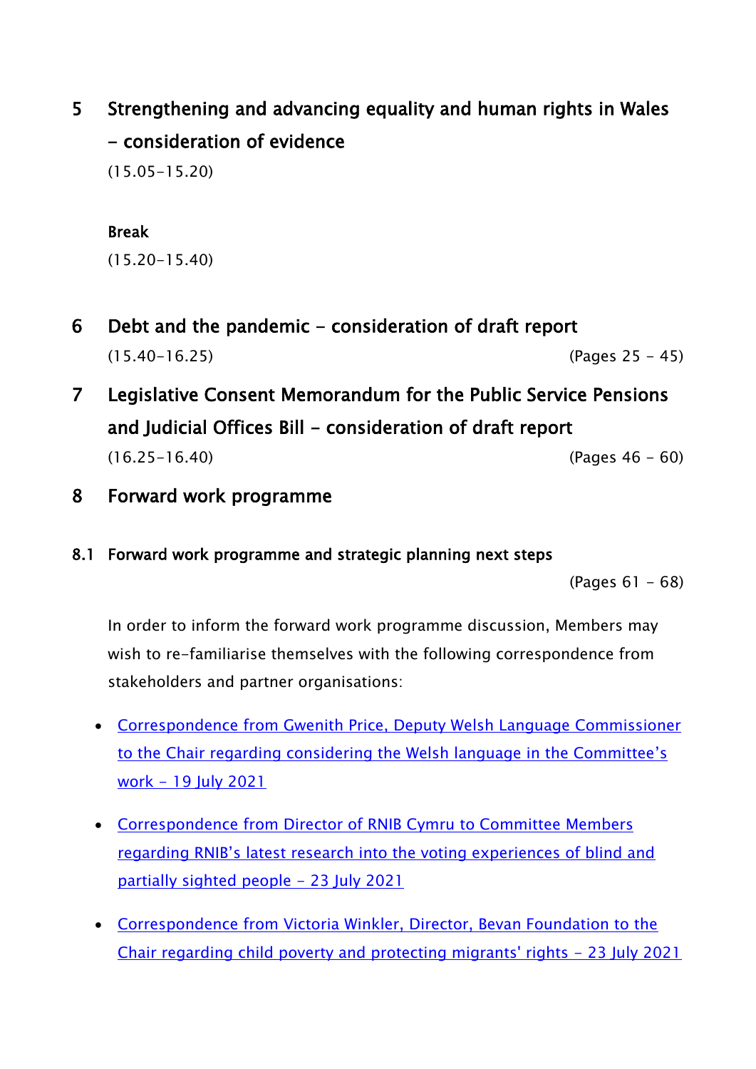## 5 Strengthening and advancing equality and human rights in Wales – consideration of evidence

(15.05–15.20)

**Break**

(15.20–15.40)

## 6 Debt and the pandemic – consideration of draft report

(15.40–16.25) (Pages 25 – 45)

## 7 Legislative Consent Memorandum for the Public Service Pensions and Judicial Offices Bill – consideration of draft report

(16.25–16.40) (Pages 46 – 60)

## 8 Forward work programme

### 8.1 Forward work programme and strategic planning next steps

(Pages 61 – 68)

In order to inform the forward work programme discussion, Members may wish to re-familiarise themselves with the following correspondence from stakeholders and partner organisations:

- Correspondence from Gwenith Price, Deputy Welsh Language Commissioner to the Chair regarding considering the Welsh language in the Committee's work – 19 July 2021
- Correspondence from Director of RNIB Cymru to Committee Members regarding RNIB's latest research into the voting experiences of blind and partially sighted people – 23 July 2021
- Correspondence from Victoria Winkler, Director, Bevan Foundation to the Chair regarding child poverty and protecting migrants' rights – 23 July 2021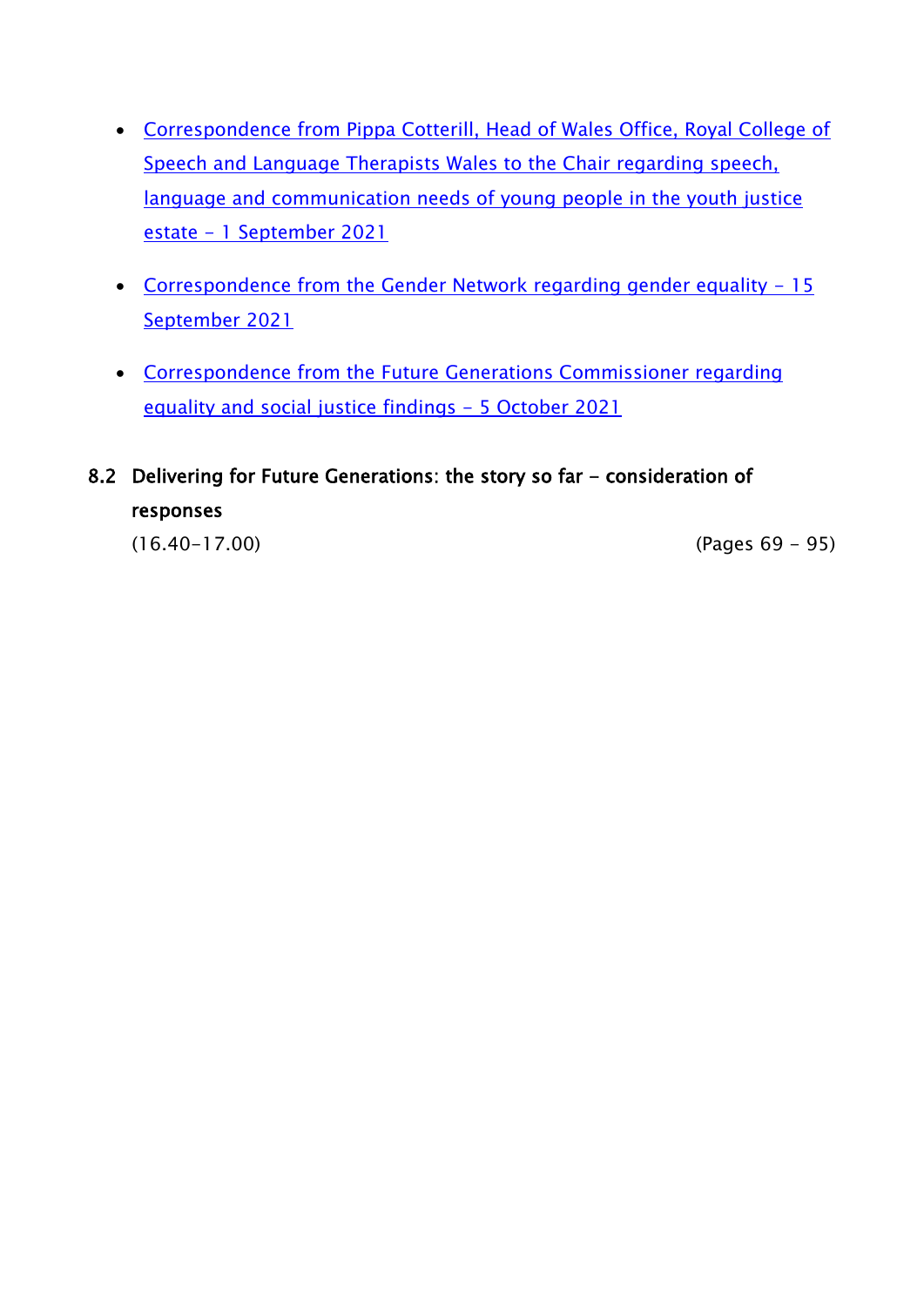- Correspondence from Pippa Cotterill, Head of Wales Office, Royal College of Speech and Language Therapists Wales to the Chair regarding speech, language and communication needs of young people in the youth justice estate - 1 September 2021

- Correspondence from the Gender Network regarding gender equality - 15 September 2021

- Correspondence from the Future Generations Commissioner regarding equality and social justice findings - 5 October 2021

**8.2 Delivering for Future Generations: the story so far - consideration of responses**

(16.40-17.00) (Pages 69 - 95)